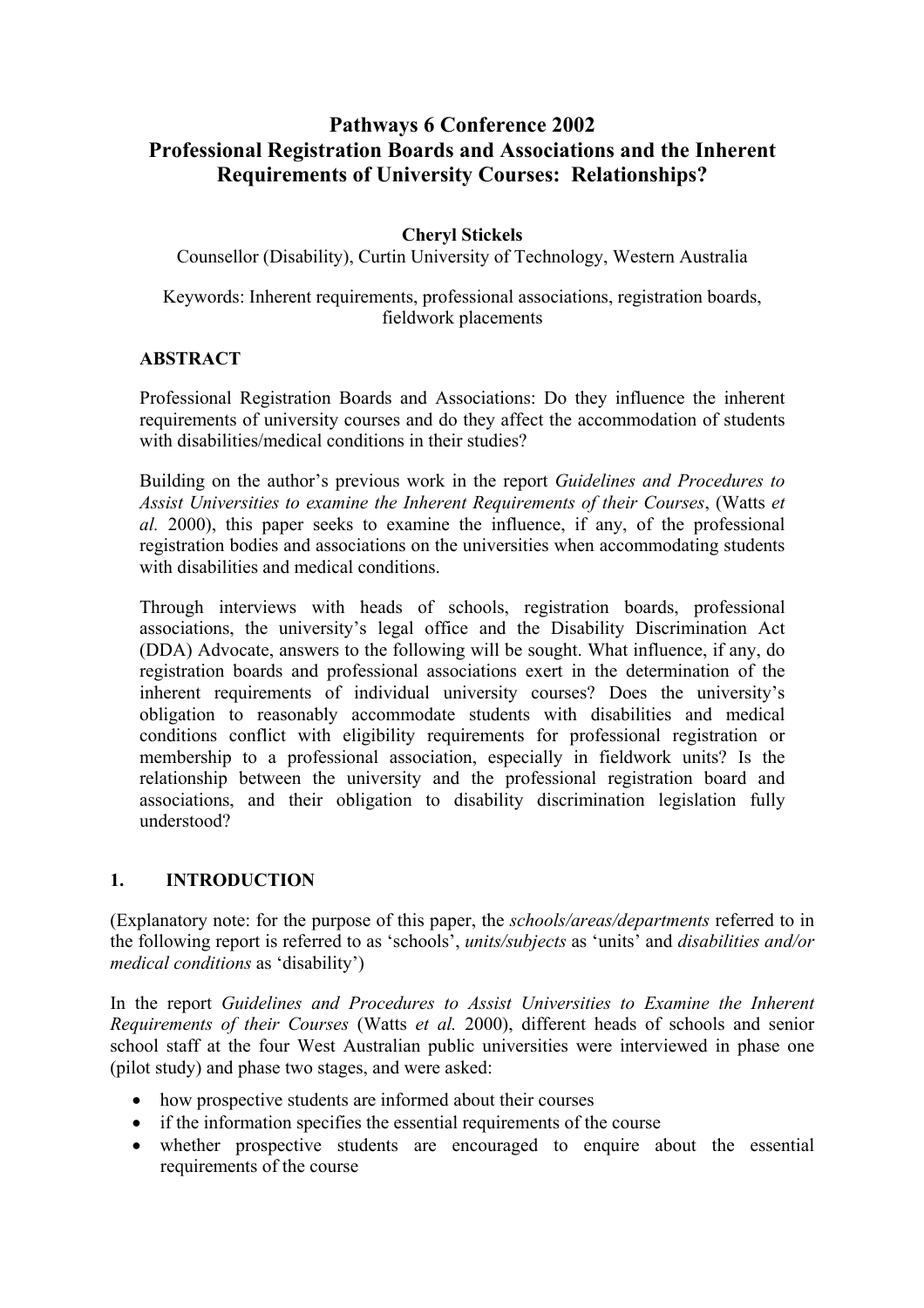# Pathways 6 Conference 2002
# Professional Registration Boards and Associations and the Inherent Requirements of University Courses: Relationships?

**Cheryl Stickels**

Counsellor (Disability), Curtin University of Technology, Western Australia

Keywords: Inherent requirements, professional associations, registration boards, fieldwork placements

**ABSTRACT**

Professional Registration Boards and Associations: Do they influence the inherent requirements of university courses and do they affect the accommodation of students with disabilities/medical conditions in their studies?

Building on the author's previous work in the report *Guidelines and Procedures to Assist Universities to examine the Inherent Requirements of their Courses*, (Watts *et al.* 2000), this paper seeks to examine the influence, if any, of the professional registration bodies and associations on the universities when accommodating students with disabilities and medical conditions.

Through interviews with heads of schools, registration boards, professional associations, the university's legal office and the Disability Discrimination Act (DDA) Advocate, answers to the following will be sought. What influence, if any, do registration boards and professional associations exert in the determination of the inherent requirements of individual university courses? Does the university's obligation to reasonably accommodate students with disabilities and medical conditions conflict with eligibility requirements for professional registration or membership to a professional association, especially in fieldwork units? Is the relationship between the university and the professional registration board and associations, and their obligation to disability discrimination legislation fully understood?

## 1. INTRODUCTION

(Explanatory note: for the purpose of this paper, the *schools/areas/departments* referred to in the following report is referred to as 'schools', *units/subjects* as 'units' and *disabilities and/or medical conditions* as 'disability')

In the report *Guidelines and Procedures to Assist Universities to Examine the Inherent Requirements of their Courses* (Watts *et al.* 2000), different heads of schools and senior school staff at the four West Australian public universities were interviewed in phase one (pilot study) and phase two stages, and were asked:

- how prospective students are informed about their courses
- if the information specifies the essential requirements of the course
- whether prospective students are encouraged to enquire about the essential requirements of the course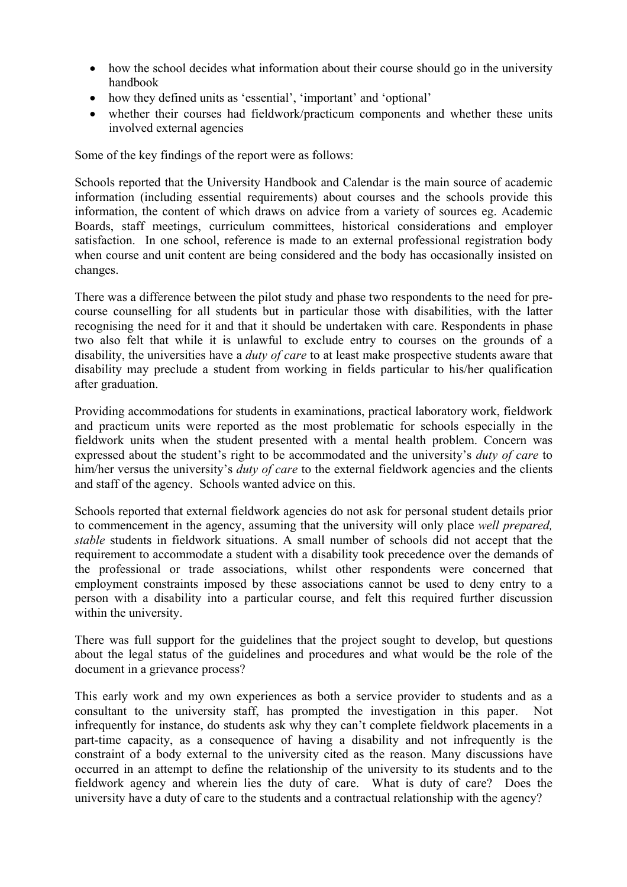- how the school decides what information about their course should go in the university handbook
- how they defined units as 'essential', 'important' and 'optional'
- whether their courses had fieldwork/practicum components and whether these units involved external agencies

Some of the key findings of the report were as follows:

Schools reported that the University Handbook and Calendar is the main source of academic information (including essential requirements) about courses and the schools provide this information, the content of which draws on advice from a variety of sources eg. Academic Boards, staff meetings, curriculum committees, historical considerations and employer satisfaction. In one school, reference is made to an external professional registration body when course and unit content are being considered and the body has occasionally insisted on changes.

There was a difference between the pilot study and phase two respondents to the need for pre-course counselling for all students but in particular those with disabilities, with the latter recognising the need for it and that it should be undertaken with care. Respondents in phase two also felt that while it is unlawful to exclude entry to courses on the grounds of a disability, the universities have a *duty of care* to at least make prospective students aware that disability may preclude a student from working in fields particular to his/her qualification after graduation.

Providing accommodations for students in examinations, practical laboratory work, fieldwork and practicum units were reported as the most problematic for schools especially in the fieldwork units when the student presented with a mental health problem. Concern was expressed about the student's right to be accommodated and the university's *duty of care* to him/her versus the university's *duty of care* to the external fieldwork agencies and the clients and staff of the agency. Schools wanted advice on this.

Schools reported that external fieldwork agencies do not ask for personal student details prior to commencement in the agency, assuming that the university will only place *well prepared, stable* students in fieldwork situations. A small number of schools did not accept that the requirement to accommodate a student with a disability took precedence over the demands of the professional or trade associations, whilst other respondents were concerned that employment constraints imposed by these associations cannot be used to deny entry to a person with a disability into a particular course, and felt this required further discussion within the university.

There was full support for the guidelines that the project sought to develop, but questions about the legal status of the guidelines and procedures and what would be the role of the document in a grievance process?

This early work and my own experiences as both a service provider to students and as a consultant to the university staff, has prompted the investigation in this paper. Not infrequently for instance, do students ask why they can't complete fieldwork placements in a part-time capacity, as a consequence of having a disability and not infrequently is the constraint of a body external to the university cited as the reason. Many discussions have occurred in an attempt to define the relationship of the university to its students and to the fieldwork agency and wherein lies the duty of care. What is duty of care? Does the university have a duty of care to the students and a contractual relationship with the agency?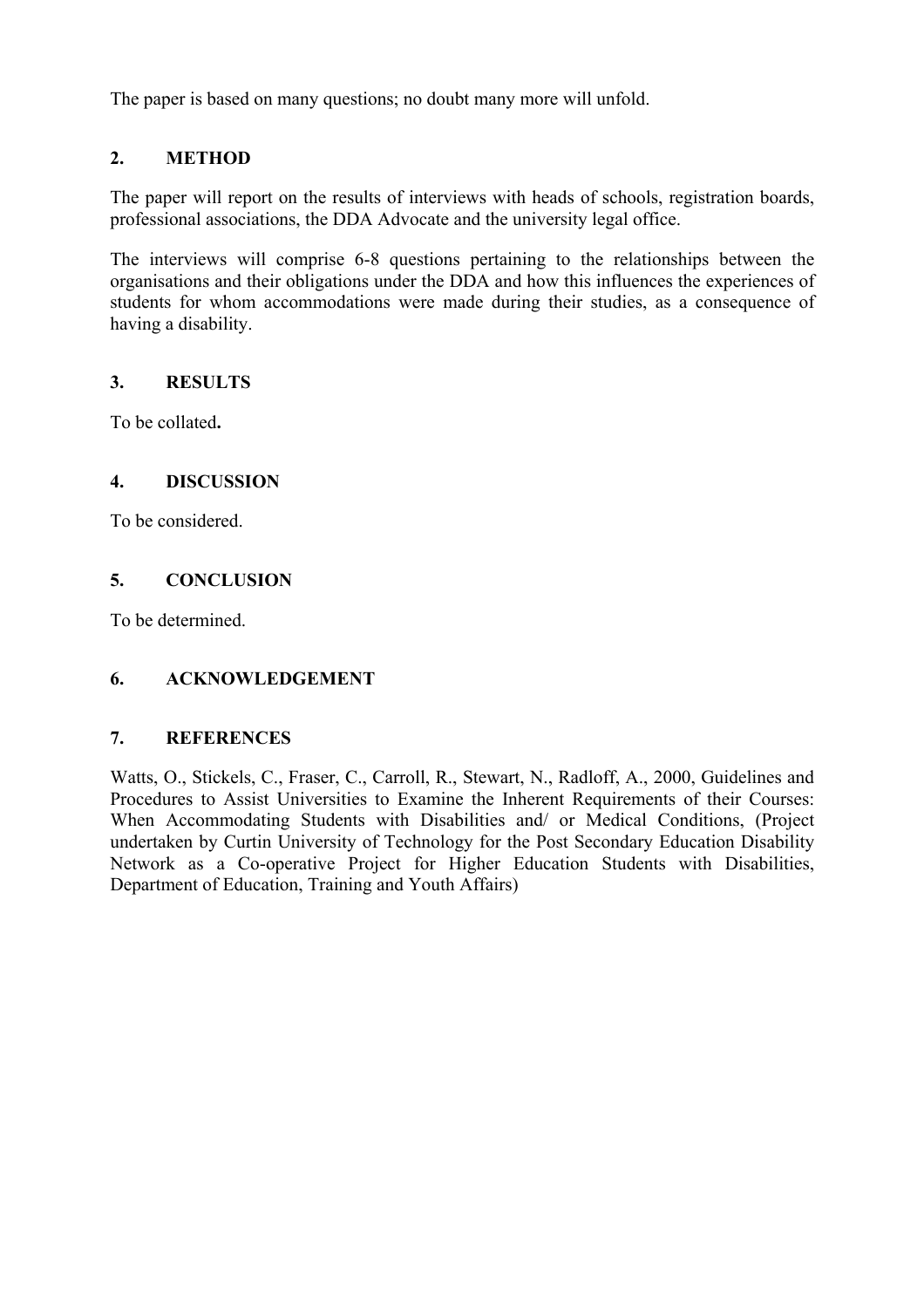The paper is based on many questions; no doubt many more will unfold.

## 2. METHOD

The paper will report on the results of interviews with heads of schools, registration boards, professional associations, the DDA Advocate and the university legal office.

The interviews will comprise 6-8 questions pertaining to the relationships between the organisations and their obligations under the DDA and how this influences the experiences of students for whom accommodations were made during their studies, as a consequence of having a disability.

## 3. RESULTS

To be collated**.**

## 4. DISCUSSION

To be considered.

## 5. CONCLUSION

To be determined.

## 6. ACKNOWLEDGEMENT

## 7. REFERENCES

Watts, O., Stickels, C., Fraser, C., Carroll, R., Stewart, N., Radloff, A., 2000, Guidelines and Procedures to Assist Universities to Examine the Inherent Requirements of their Courses: When Accommodating Students with Disabilities and/ or Medical Conditions, (Project undertaken by Curtin University of Technology for the Post Secondary Education Disability Network as a Co-operative Project for Higher Education Students with Disabilities, Department of Education, Training and Youth Affairs)